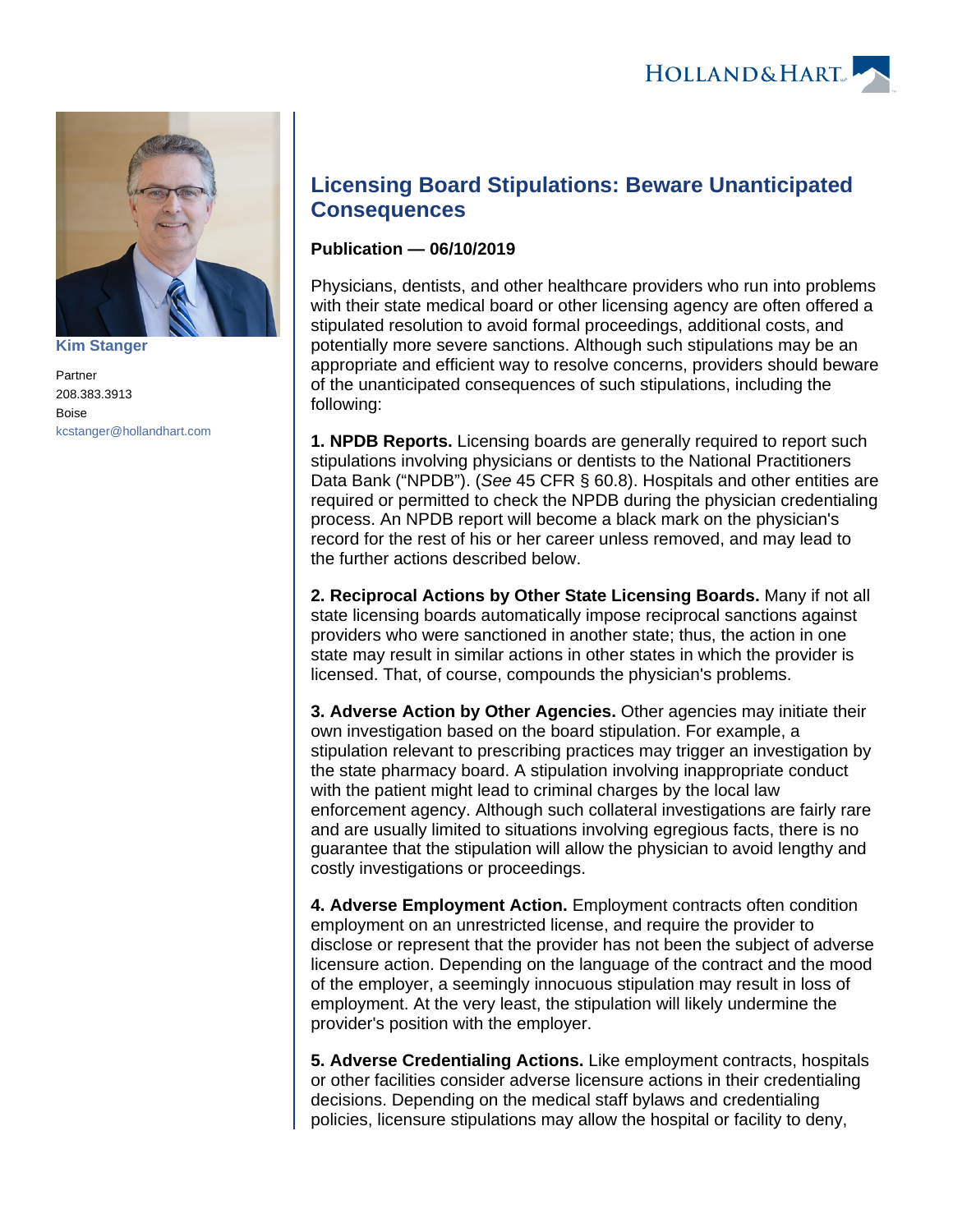Kim Stanger

Partner
208.383.3913
Boise
kcstanger@hollandhart.com

# Licensing Board Stipulations: Beware Unanticipated Consequences

**Publication — 06/10/2019**

Physicians, dentists, and other healthcare providers who run into problems with their state medical board or other licensing agency are often offered a stipulated resolution to avoid formal proceedings, additional costs, and potentially more severe sanctions. Although such stipulations may be an appropriate and efficient way to resolve concerns, providers should beware of the unanticipated consequences of such stipulations, including the following:

**1. NPDB Reports.** Licensing boards are generally required to report such stipulations involving physicians or dentists to the National Practitioners Data Bank ("NPDB"). (*See* 45 CFR § 60.8). Hospitals and other entities are required or permitted to check the NPDB during the physician credentialing process. An NPDB report will become a black mark on the physician's record for the rest of his or her career unless removed, and may lead to the further actions described below.

**2. Reciprocal Actions by Other State Licensing Boards.** Many if not all state licensing boards automatically impose reciprocal sanctions against providers who were sanctioned in another state; thus, the action in one state may result in similar actions in other states in which the provider is licensed. That, of course, compounds the physician's problems.

**3. Adverse Action by Other Agencies.** Other agencies may initiate their own investigation based on the board stipulation. For example, a stipulation relevant to prescribing practices may trigger an investigation by the state pharmacy board. A stipulation involving inappropriate conduct with the patient might lead to criminal charges by the local law enforcement agency. Although such collateral investigations are fairly rare and are usually limited to situations involving egregious facts, there is no guarantee that the stipulation will allow the physician to avoid lengthy and costly investigations or proceedings.

**4. Adverse Employment Action.** Employment contracts often condition employment on an unrestricted license, and require the provider to disclose or represent that the provider has not been the subject of adverse licensure action. Depending on the language of the contract and the mood of the employer, a seemingly innocuous stipulation may result in loss of employment. At the very least, the stipulation will likely undermine the provider's position with the employer.

**5. Adverse Credentialing Actions.** Like employment contracts, hospitals or other facilities consider adverse licensure actions in their credentialing decisions. Depending on the medical staff bylaws and credentialing policies, licensure stipulations may allow the hospital or facility to deny,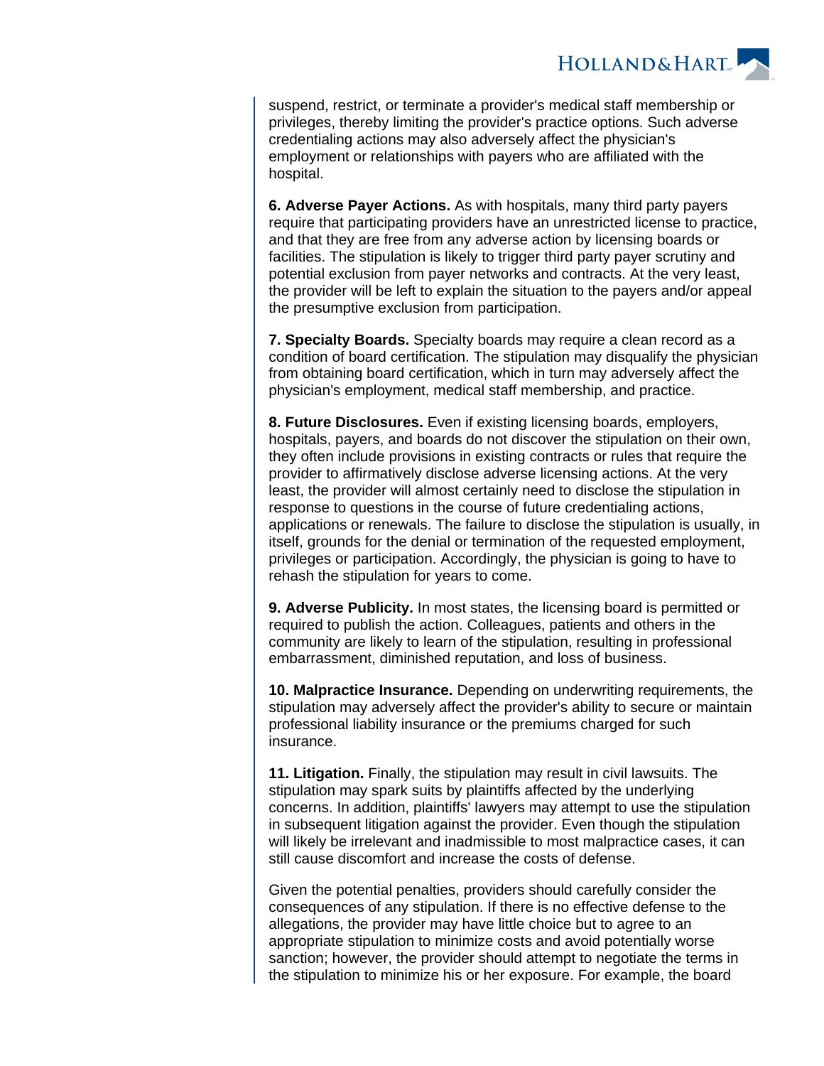suspend, restrict, or terminate a provider's medical staff membership or privileges, thereby limiting the provider's practice options. Such adverse credentialing actions may also adversely affect the physician's employment or relationships with payers who are affiliated with the hospital.

**6. Adverse Payer Actions.** As with hospitals, many third party payers require that participating providers have an unrestricted license to practice, and that they are free from any adverse action by licensing boards or facilities. The stipulation is likely to trigger third party payer scrutiny and potential exclusion from payer networks and contracts. At the very least, the provider will be left to explain the situation to the payers and/or appeal the presumptive exclusion from participation.

**7. Specialty Boards.** Specialty boards may require a clean record as a condition of board certification. The stipulation may disqualify the physician from obtaining board certification, which in turn may adversely affect the physician's employment, medical staff membership, and practice.

**8. Future Disclosures.** Even if existing licensing boards, employers, hospitals, payers, and boards do not discover the stipulation on their own, they often include provisions in existing contracts or rules that require the provider to affirmatively disclose adverse licensing actions. At the very least, the provider will almost certainly need to disclose the stipulation in response to questions in the course of future credentialing actions, applications or renewals. The failure to disclose the stipulation is usually, in itself, grounds for the denial or termination of the requested employment, privileges or participation. Accordingly, the physician is going to have to rehash the stipulation for years to come.

**9. Adverse Publicity.** In most states, the licensing board is permitted or required to publish the action. Colleagues, patients and others in the community are likely to learn of the stipulation, resulting in professional embarrassment, diminished reputation, and loss of business.

**10. Malpractice Insurance.** Depending on underwriting requirements, the stipulation may adversely affect the provider's ability to secure or maintain professional liability insurance or the premiums charged for such insurance.

**11. Litigation.** Finally, the stipulation may result in civil lawsuits. The stipulation may spark suits by plaintiffs affected by the underlying concerns. In addition, plaintiffs' lawyers may attempt to use the stipulation in subsequent litigation against the provider. Even though the stipulation will likely be irrelevant and inadmissible to most malpractice cases, it can still cause discomfort and increase the costs of defense.

Given the potential penalties, providers should carefully consider the consequences of any stipulation. If there is no effective defense to the allegations, the provider may have little choice but to agree to an appropriate stipulation to minimize costs and avoid potentially worse sanction; however, the provider should attempt to negotiate the terms in the stipulation to minimize his or her exposure. For example, the board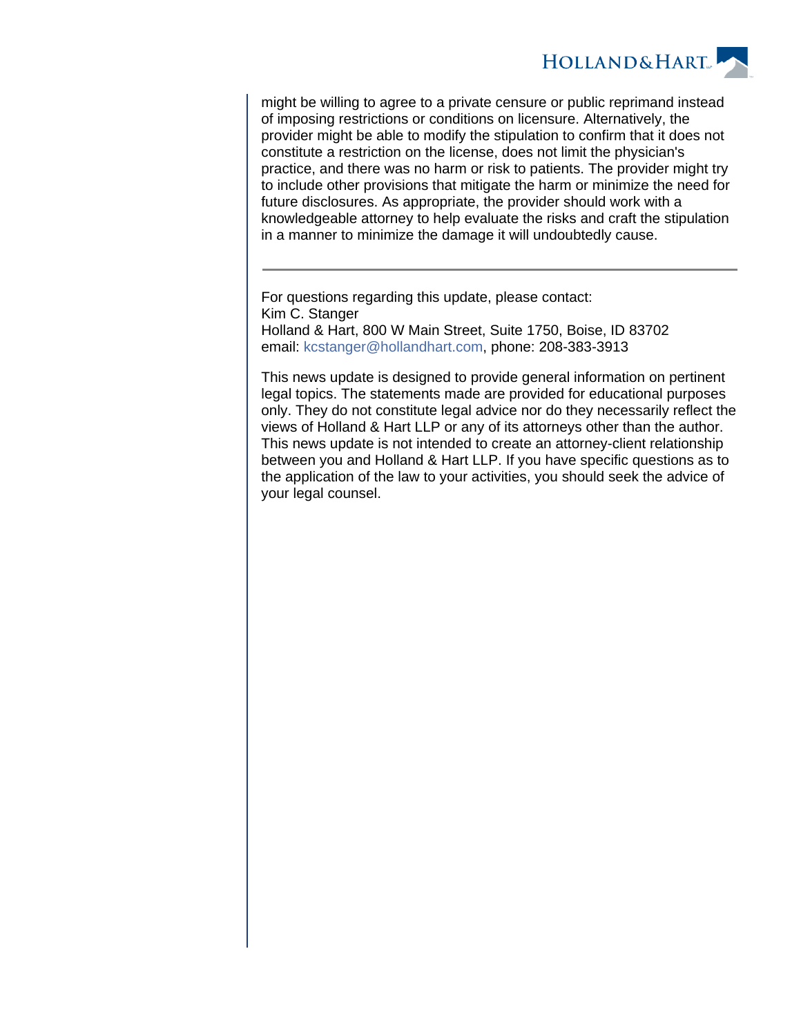might be willing to agree to a private censure or public reprimand instead of imposing restrictions or conditions on licensure. Alternatively, the provider might be able to modify the stipulation to confirm that it does not constitute a restriction on the license, does not limit the physician's practice, and there was no harm or risk to patients. The provider might try to include other provisions that mitigate the harm or minimize the need for future disclosures. As appropriate, the provider should work with a knowledgeable attorney to help evaluate the risks and craft the stipulation in a manner to minimize the damage it will undoubtedly cause.

---

For questions regarding this update, please contact:
Kim C. Stanger
Holland & Hart, 800 W Main Street, Suite 1750, Boise, ID 83702
email: kcstanger@hollandhart.com, phone: 208-383-3913

This news update is designed to provide general information on pertinent legal topics. The statements made are provided for educational purposes only. They do not constitute legal advice nor do they necessarily reflect the views of Holland & Hart LLP or any of its attorneys other than the author. This news update is not intended to create an attorney-client relationship between you and Holland & Hart LLP. If you have specific questions as to the application of the law to your activities, you should seek the advice of your legal counsel.